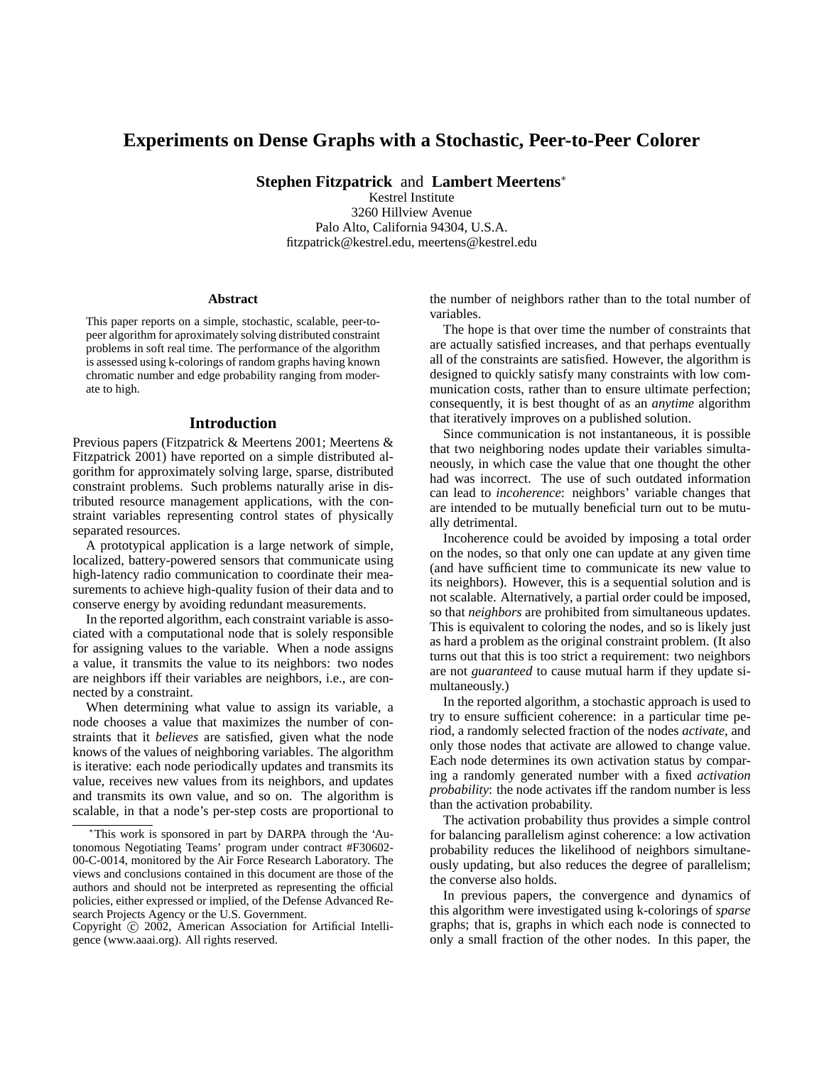# Experiments on Dense Graphs with a Stochastic, Peer-to-Peer Colorer

**Stephen Fitzpatrick** and **Lambert Meertens**[*]

Kestrel Institute
3260 Hillview Avenue
Palo Alto, California 94304, U.S.A.
fitzpatrick@kestrel.edu, meertens@kestrel.edu

### Abstract

This paper reports on a simple, stochastic, scalable, peer-to-peer algorithm for aproximately solving distributed constraint problems in soft real time. The performance of the algorithm is assessed using k-colorings of random graphs having known chromatic number and edge probability ranging from moderate to high.

## Introduction

Previous papers (Fitzpatrick & Meertens 2001; Meertens & Fitzpatrick 2001) have reported on a simple distributed algorithm for approximately solving large, sparse, distributed constraint problems. Such problems naturally arise in distributed resource management applications, with the constraint variables representing control states of physically separated resources.

A prototypical application is a large network of simple, localized, battery-powered sensors that communicate using high-latency radio communication to coordinate their measurements to achieve high-quality fusion of their data and to conserve energy by avoiding redundant measurements.

In the reported algorithm, each constraint variable is associated with a computational node that is solely responsible for assigning values to the variable. When a node assigns a value, it transmits the value to its neighbors: two nodes are neighbors iff their variables are neighbors, i.e., are connected by a constraint.

When determining what value to assign its variable, a node chooses a value that maximizes the number of constraints that it *believes* are satisfied, given what the node knows of the values of neighboring variables. The algorithm is iterative: each node periodically updates and transmits its value, receives new values from its neighbors, and updates and transmits its own value, and so on. The algorithm is scalable, in that a node's per-step costs are proportional to the number of neighbors rather than to the total number of variables.

The hope is that over time the number of constraints that are actually satisfied increases, and that perhaps eventually all of the constraints are satisfied. However, the algorithm is designed to quickly satisfy many constraints with low communication costs, rather than to ensure ultimate perfection; consequently, it is best thought of as an *anytime* algorithm that iteratively improves on a published solution.

Since communication is not instantaneous, it is possible that two neighboring nodes update their variables simultaneously, in which case the value that one thought the other had was incorrect. The use of such outdated information can lead to *incoherence*: neighbors' variable changes that are intended to be mutually beneficial turn out to be mutually detrimental.

Incoherence could be avoided by imposing a total order on the nodes, so that only one can update at any given time (and have sufficient time to communicate its new value to its neighbors). However, this is a sequential solution and is not scalable. Alternatively, a partial order could be imposed, so that *neighbors* are prohibited from simultaneous updates. This is equivalent to coloring the nodes, and so is likely just as hard a problem as the original constraint problem. (It also turns out that this is too strict a requirement: two neighbors are not *guaranteed* to cause mutual harm if they update simultaneously.)

In the reported algorithm, a stochastic approach is used to try to ensure sufficient coherence: in a particular time period, a randomly selected fraction of the nodes *activate*, and only those nodes that activate are allowed to change value. Each node determines its own activation status by comparing a randomly generated number with a fixed *activation probability*: the node activates iff the random number is less than the activation probability.

The activation probability thus provides a simple control for balancing parallelism aginst coherence: a low activation probability reduces the likelihood of neighbors simultaneously updating, but also reduces the degree of parallelism; the converse also holds.

In previous papers, the convergence and dynamics of this algorithm were investigated using k-colorings of *sparse* graphs; that is, graphs in which each node is connected to only a small fraction of the other nodes. In this paper, the

---

[*] This work is sponsored in part by DARPA through the 'Autonomous Negotiating Teams' program under contract #F30602-00-C-0014, monitored by the Air Force Research Laboratory. The views and conclusions contained in this document are those of the authors and should not be interpreted as representing the official policies, either expressed or implied, of the Defense Advanced Research Projects Agency or the U.S. Government.

Copyright © 2002, American Association for Artificial Intelligence (www.aaai.org). All rights reserved.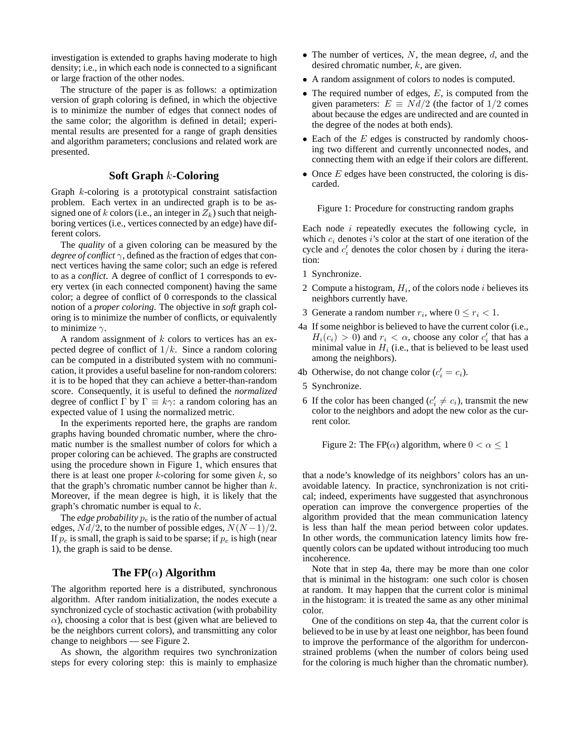investigation is extended to graphs having moderate to high density; i.e., in which each node is connected to a significant or large fraction of the other nodes.

The structure of the paper is as follows: a optimization version of graph coloring is defined, in which the objective is to minimize the number of edges that connect nodes of the same color; the algorithm is defined in detail; experimental results are presented for a range of graph densities and algorithm parameters; conclusions and related work are presented.

## Soft Graph $k$-Coloring

Graph $k$-coloring is a prototypical constraint satisfaction problem. Each vertex in an undirected graph is to be assigned one of $k$ colors (i.e., an integer in $Z_k$) such that neighboring vertices (i.e., vertices connected by an edge) have different colors.

The *quality* of a given coloring can be measured by the *degree of conflict* $\gamma$, defined as the fraction of edges that connect vertices having the same color; such an edge is refered to as a *conflict*. A degree of conflict of 1 corresponds to every vertex (in each connected component) having the same color; a degree of conflict of 0 corresponds to the classical notion of a *proper coloring*. The objective in *soft* graph coloring is to minimize the number of conflicts, or equivalently to minimize $\gamma$.

A random assignment of $k$ colors to vertices has an expected degree of conflict of $1/k$. Since a random coloring can be computed in a distributed system with no communication, it provides a useful baseline for non-random colorers: it is to be hoped that they can achieve a better-than-random score. Consequently, it is useful to defined the *normalized* degree of conflict $\Gamma$ by $\Gamma \equiv k\gamma$: a random coloring has an expected value of 1 using the normalized metric.

In the experiments reported here, the graphs are random graphs having bounded chromatic number, where the chromatic number is the smallest number of colors for which a proper coloring can be achieved. The graphs are constructed using the procedure shown in Figure 1, which ensures that there is at least one proper $k$-coloring for some given $k$, so that the graph's chromatic number cannot be higher than $k$. Moreover, if the mean degree is high, it is likely that the graph's chromatic number is equal to $k$.

The *edge probability* $p_e$ is the ratio of the number of actual edges, $Nd/2$, to the number of possible edges, $N(N-1)/2$. If $p_e$ is small, the graph is said to be sparse; if $p_e$ is high (near 1), the graph is said to be dense.

## The FP($\alpha$) Algorithm

The algorithm reported here is a distributed, synchronous algorithm. After random initialization, the nodes execute a synchronized cycle of stochastic activation (with probability $\alpha$), choosing a color that is best (given what are believed to be the neighbors current colors), and transmitting any color change to neighbors — see Figure 2.

As shown, the algorithm requires two synchronization steps for every coloring step: this is mainly to emphasize

- The number of vertices, $N$, the mean degree, $d$, and the desired chromatic number, $k$, are given.
- A random assignment of colors to nodes is computed.
- The required number of edges, $E$, is computed from the given parameters: $E \equiv Nd/2$ (the factor of $1/2$ comes about because the edges are undirected and are counted in the degree of the nodes at both ends).
- Each of the $E$ edges is constructed by randomly choosing two different and currently unconnected nodes, and connecting them with an edge if their colors are different.
- Once $E$ edges have been constructed, the coloring is discarded.

Figure 1: Procedure for constructing random graphs

Each node $i$ repeatedly executes the following cycle, in which $c_i$ denotes $i$'s color at the start of one iteration of the cycle and $c'_i$ denotes the color chosen by $i$ during the iteration:

1 Synchronize.

2 Compute a histogram, $H_i$, of the colors node $i$ believes its neighbors currently have.

3 Generate a random number $r_i$, where $0 \le r_i < 1$.

4a If some neighbor is believed to have the current color (i.e., $H_i(c_i) > 0$) and $r_i < \alpha$, choose any color $c'_i$ that has a minimal value in $H_i$ (i.e., that is believed to be least used among the neighbors).

4b Otherwise, do not change color ($c'_i = c_i$).

5 Synchronize.

6 If the color has been changed ($c'_i \ne c_i$), transmit the new color to the neighbors and adopt the new color as the current color.

Figure 2: The FP($\alpha$) algorithm, where $0 < \alpha \le 1$

that a node's knowledge of its neighbors' colors has an unavoidable latency. In practice, synchronization is not critical; indeed, experiments have suggested that asynchronous operation can improve the convergence properties of the algorithm provided that the mean communication latency is less than half the mean period between color updates. In other words, the communication latency limits how frequently colors can be updated without introducing too much incoherence.

Note that in step 4a, there may be more than one color that is minimal in the histogram: one such color is chosen at random. It may happen that the current color is minimal in the histogram: it is treated the same as any other minimal color.

One of the conditions on step 4a, that the current color is believed to be in use by at least one neighbor, has been found to improve the performance of the algorithm for underconstrained problems (when the number of colors being used for the coloring is much higher than the chromatic number).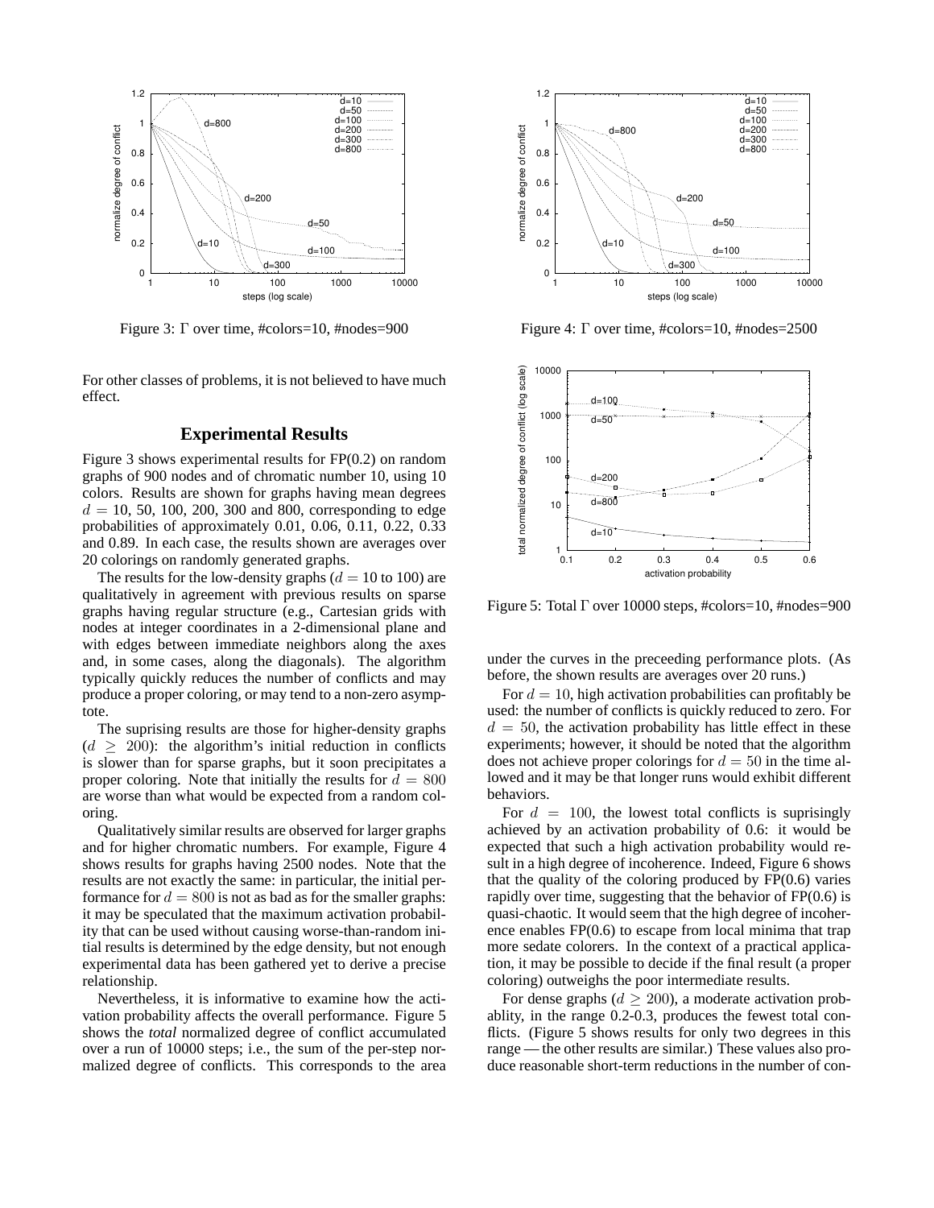Figure 3: Γ over time, #colors=10, #nodes=900

Figure 4: Γ over time, #colors=10, #nodes=2500

For other classes of problems, it is not believed to have much effect.

## Experimental Results

Figure 3 shows experimental results for FP(0.2) on random graphs of 900 nodes and of chromatic number 10, using 10 colors. Results are shown for graphs having mean degrees $d = 10$, 50, 100, 200, 300 and 800, corresponding to edge probabilities of approximately 0.01, 0.06, 0.11, 0.22, 0.33 and 0.89. In each case, the results shown are averages over 20 colorings on randomly generated graphs.

The results for the low-density graphs ($d = 10$ to 100) are qualitatively in agreement with previous results on sparse graphs having regular structure (e.g., Cartesian grids with nodes at integer coordinates in a 2-dimensional plane and with edges between immediate neighbors along the axes and, in some cases, along the diagonals). The algorithm typically quickly reduces the number of conflicts and may produce a proper coloring, or may tend to a non-zero asymptote.

The suprising results are those for higher-density graphs ($d \geq 200$): the algorithm's initial reduction in conflicts is slower than for sparse graphs, but it soon precipitates a proper coloring. Note that initially the results for $d = 800$ are worse than what would be expected from a random coloring.

Qualitatively similar results are observed for larger graphs and for higher chromatic numbers. For example, Figure 4 shows results for graphs having 2500 nodes. Note that the results are not exactly the same: in particular, the initial performance for $d = 800$ is not as bad as for the smaller graphs: it may be speculated that the maximum activation probability that can be used without causing worse-than-random initial results is determined by the edge density, but not enough experimental data has been gathered yet to derive a precise relationship.

Nevertheless, it is informative to examine how the activation probability affects the overall performance. Figure 5 shows the *total* normalized degree of conflict accumulated over a run of 10000 steps; i.e., the sum of the per-step normalized degree of conflicts. This corresponds to the area under the curves in the preceeding performance plots. (As before, the shown results are averages over 20 runs.)

Figure 5: Total Γ over 10000 steps, #colors=10, #nodes=900

For $d = 10$, high activation probabilities can profitably be used: the number of conflicts is quickly reduced to zero. For $d = 50$, the activation probability has little effect in these experiments; however, it should be noted that the algorithm does not achieve proper colorings for $d = 50$ in the time allowed and it may be that longer runs would exhibit different behaviors.

For $d = 100$, the lowest total conflicts is suprisingly achieved by an activation probability of 0.6: it would be expected that such a high activation probability would result in a high degree of incoherence. Indeed, Figure 6 shows that the quality of the coloring produced by FP(0.6) varies rapidly over time, suggesting that the behavior of FP(0.6) is quasi-chaotic. It would seem that the high degree of incoherence enables FP(0.6) to escape from local minima that trap more sedate colorers. In the context of a practical application, it may be possible to decide if the final result (a proper coloring) outweighs the poor intermediate results.

For dense graphs ($d \geq 200$), a moderate activation probablity, in the range 0.2-0.3, produces the fewest total conflicts. (Figure 5 shows results for only two degrees in this range — the other results are similar.) These values also produce reasonable short-term reductions in the number of con-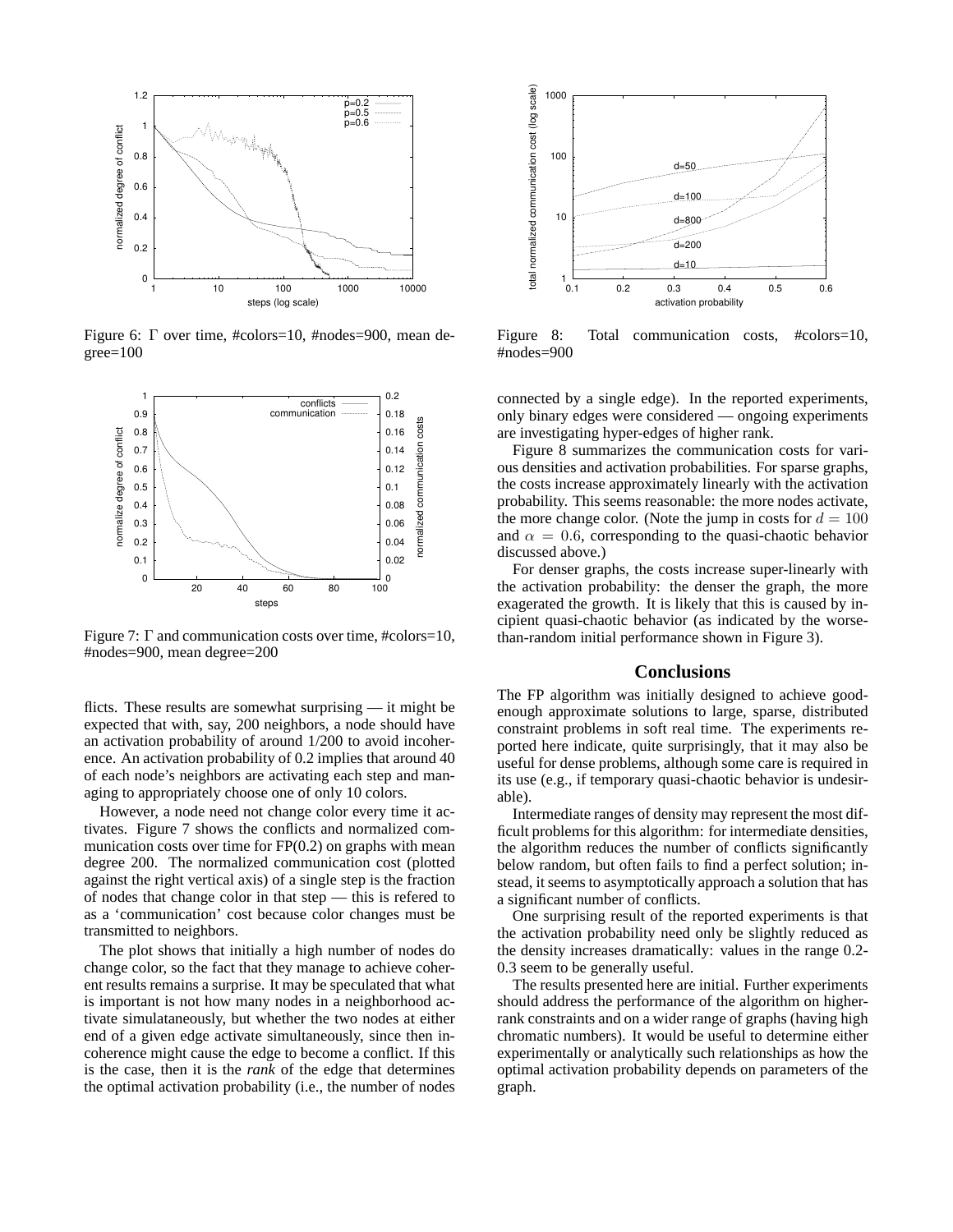Figure 6: Γ over time, #colors=10, #nodes=900, mean degree=100

Figure 7: Γ and communication costs over time, #colors=10, #nodes=900, mean degree=200

flicts. These results are somewhat surprising — it might be expected that with, say, 200 neighbors, a node should have an activation probability of around 1/200 to avoid incoherence. An activation probability of 0.2 implies that around 40 of each node's neighbors are activating each step and managing to appropriately choose one of only 10 colors.

However, a node need not change color every time it activates. Figure 7 shows the conflicts and normalized communication costs over time for FP(0.2) on graphs with mean degree 200. The normalized communication cost (plotted against the right vertical axis) of a single step is the fraction of nodes that change color in that step — this is refered to as a 'communication' cost because color changes must be transmitted to neighbors.

The plot shows that initially a high number of nodes do change color, so the fact that they manage to achieve coherent results remains a surprise. It may be speculated that what is important is not how many nodes in a neighborhood activate simulataneously, but whether the two nodes at either end of a given edge activate simultaneously, since then incoherence might cause the edge to become a conflict. If this is the case, then it is the *rank* of the edge that determines the optimal activation probability (i.e., the number of nodes connected by a single edge). In the reported experiments, only binary edges were considered — ongoing experiments are investigating hyper-edges of higher rank.

Figure 8: Total communication costs, #colors=10, #nodes=900

Figure 8 summarizes the communication costs for various densities and activation probabilities. For sparse graphs, the costs increase approximately linearly with the activation probability. This seems reasonable: the more nodes activate, the more change color. (Note the jump in costs for $d = 100$ and $\alpha = 0.6$, corresponding to the quasi-chaotic behavior discussed above.)

For denser graphs, the costs increase super-linearly with the activation probability: the denser the graph, the more exagerated the growth. It is likely that this is caused by incipient quasi-chaotic behavior (as indicated by the worse-than-random initial performance shown in Figure 3).

## Conclusions

The FP algorithm was initially designed to achieve good-enough approximate solutions to large, sparse, distributed constraint problems in soft real time. The experiments reported here indicate, quite surprisingly, that it may also be useful for dense problems, although some care is required in its use (e.g., if temporary quasi-chaotic behavior is undesirable).

Intermediate ranges of density may represent the most difficult problems for this algorithm: for intermediate densities, the algorithm reduces the number of conflicts significantly below random, but often fails to find a perfect solution; instead, it seems to asymptotically approach a solution that has a significant number of conflicts.

One surprising result of the reported experiments is that the activation probability need only be slightly reduced as the density increases dramatically: values in the range 0.2-0.3 seem to be generally useful.

The results presented here are initial. Further experiments should address the performance of the algorithm on higher-rank constraints and on a wider range of graphs (having high chromatic numbers). It would be useful to determine either experimentally or analytically such relationships as how the optimal activation probability depends on parameters of the graph.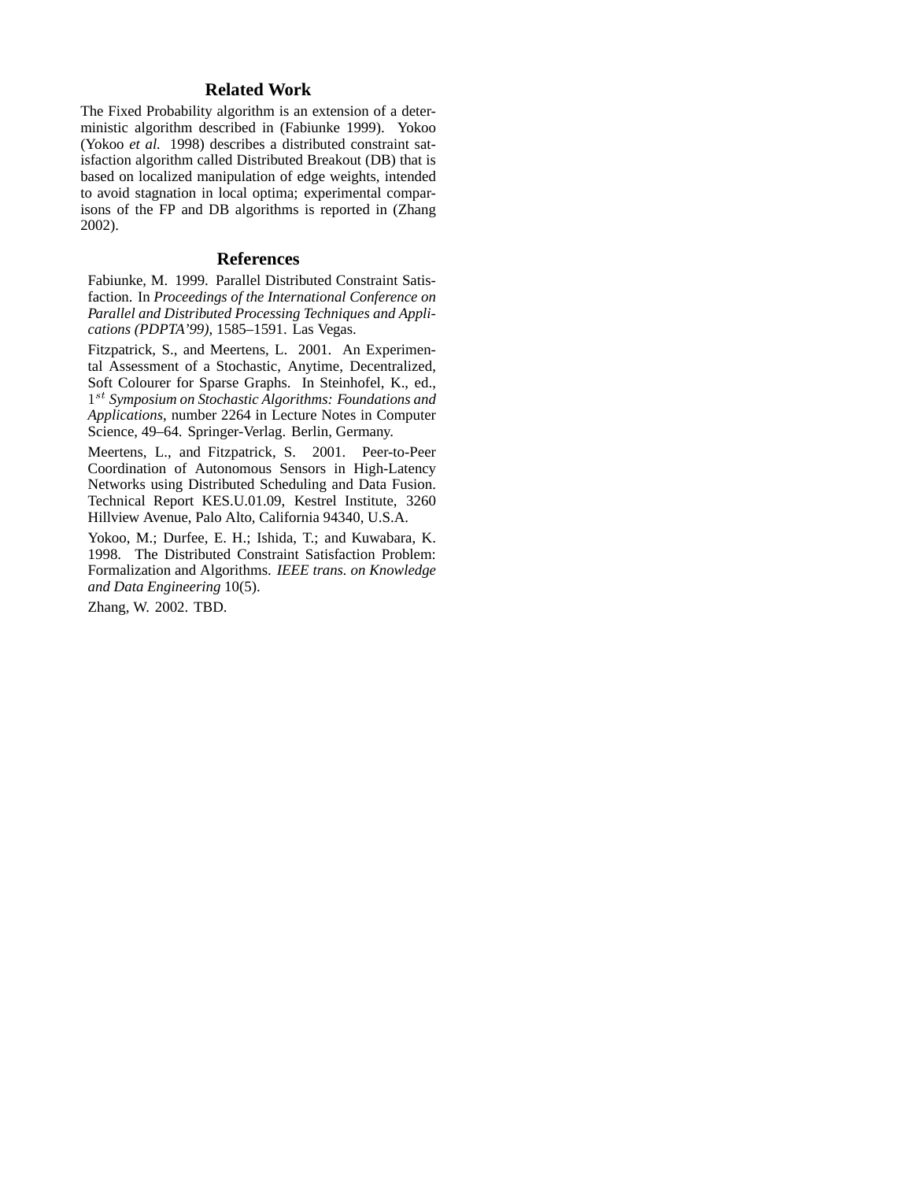## Related Work

The Fixed Probability algorithm is an extension of a deterministic algorithm described in (Fabiunke 1999). Yokoo (Yokoo *et al.* 1998) describes a distributed constraint satisfaction algorithm called Distributed Breakout (DB) that is based on localized manipulation of edge weights, intended to avoid stagnation in local optima; experimental comparisons of the FP and DB algorithms is reported in (Zhang 2002).

## References

Fabiunke, M. 1999. Parallel Distributed Constraint Satisfaction. In *Proceedings of the International Conference on Parallel and Distributed Processing Techniques and Applications (PDPTA'99)*, 1585–1591. Las Vegas.

Fitzpatrick, S., and Meertens, L. 2001. An Experimental Assessment of a Stochastic, Anytime, Decentralized, Soft Colourer for Sparse Graphs. In Steinhofel, K., ed., $1^{st}$ *Symposium on Stochastic Algorithms: Foundations and Applications*, number 2264 in Lecture Notes in Computer Science, 49–64. Springer-Verlag. Berlin, Germany.

Meertens, L., and Fitzpatrick, S. 2001. Peer-to-Peer Coordination of Autonomous Sensors in High-Latency Networks using Distributed Scheduling and Data Fusion. Technical Report KES.U.01.09, Kestrel Institute, 3260 Hillview Avenue, Palo Alto, California 94340, U.S.A.

Yokoo, M.; Durfee, E. H.; Ishida, T.; and Kuwabara, K. 1998. The Distributed Constraint Satisfaction Problem: Formalization and Algorithms. *IEEE trans. on Knowledge and Data Engineering* 10(5).

Zhang, W. 2002. TBD.